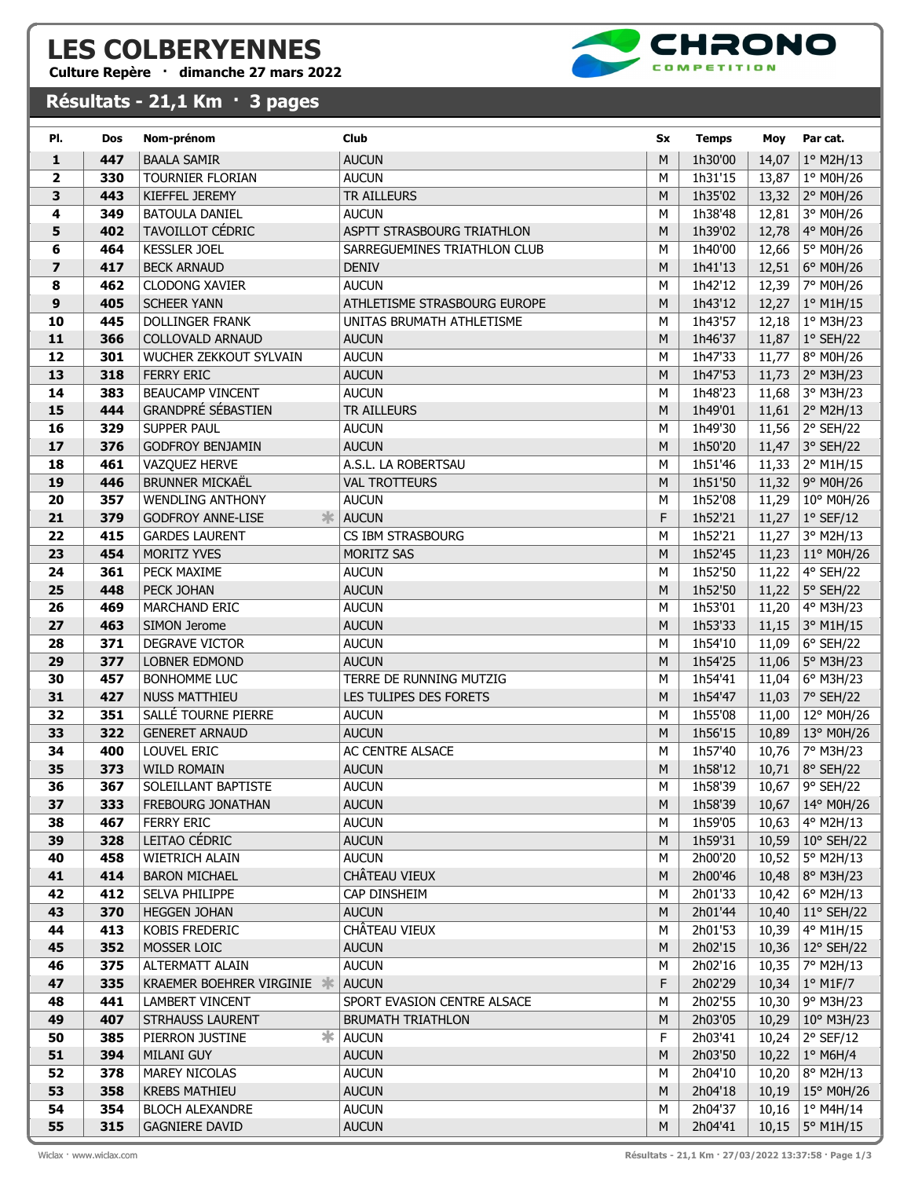# LES COLBERYENNES

**Culture Repère · dimanche 27 mars 2022**

## Résultats - 21,1 Km · 3 pages

| Pl. | Dos | Nom-prénom | Club | Sx | Temps | Moy | Par cat. |
|---|---|---|---|---|---|---|---|
| 1 | 447 | BAALA SAMIR | AUCUN | M | 1h30'00 | 14,07 | 1° M2H/13 |
| 2 | 330 | TOURNIER FLORIAN | AUCUN | M | 1h31'15 | 13,87 | 1° M0H/26 |
| 3 | 443 | KIEFFEL JEREMY | TR AILLEURS | M | 1h35'02 | 13,32 | 2° M0H/26 |
| 4 | 349 | BATOULA DANIEL | AUCUN | M | 1h38'48 | 12,81 | 3° M0H/26 |
| 5 | 402 | TAVOILLOT CÉDRIC | ASPTT STRASBOURG TRIATHLON | M | 1h39'02 | 12,78 | 4° M0H/26 |
| 6 | 464 | KESSLER JOEL | SARREGUEMINES TRIATHLON CLUB | M | 1h40'00 | 12,66 | 5° M0H/26 |
| 7 | 417 | BECK ARNAUD | DENIV | M | 1h41'13 | 12,51 | 6° M0H/26 |
| 8 | 462 | CLODONG XAVIER | AUCUN | M | 1h42'12 | 12,39 | 7° M0H/26 |
| 9 | 405 | SCHEER YANN | ATHLETISME STRASBOURG EUROPE | M | 1h43'12 | 12,27 | 1° M1H/15 |
| 10 | 445 | DOLLINGER FRANK | UNITAS BRUMATH ATHLETISME | M | 1h43'57 | 12,18 | 1° M3H/23 |
| 11 | 366 | COLLOVALD ARNAUD | AUCUN | M | 1h46'37 | 11,87 | 1° SEH/22 |
| 12 | 301 | WUCHER ZEKKOUT SYLVAIN | AUCUN | M | 1h47'33 | 11,77 | 8° M0H/26 |
| 13 | 318 | FERRY ERIC | AUCUN | M | 1h47'53 | 11,73 | 2° M3H/23 |
| 14 | 383 | BEAUCAMP VINCENT | AUCUN | M | 1h48'23 | 11,68 | 3° M3H/23 |
| 15 | 444 | GRANDPRÉ SÉBASTIEN | TR AILLEURS | M | 1h49'01 | 11,61 | 2° M2H/13 |
| 16 | 329 | SUPPER PAUL | AUCUN | M | 1h49'30 | 11,56 | 2° SEH/22 |
| 17 | 376 | GODFROY BENJAMIN | AUCUN | M | 1h50'20 | 11,47 | 3° SEH/22 |
| 18 | 461 | VAZQUEZ HERVE | A.S.L. LA ROBERTSAU | M | 1h51'46 | 11,33 | 2° M1H/15 |
| 19 | 446 | BRUNNER MICKAËL | VAL TROTTEURS | M | 1h51'50 | 11,32 | 9° M0H/26 |
| 20 | 357 | WENDLING ANTHONY | AUCUN | M | 1h52'08 | 11,29 | 10° M0H/26 |
| 21 | 379 | GODFROY ANNE-LISE * | AUCUN | F | 1h52'21 | 11,27 | 1° SEF/12 |
| 22 | 415 | GARDES LAURENT | CS IBM STRASBOURG | M | 1h52'21 | 11,27 | 3° M2H/13 |
| 23 | 454 | MORITZ YVES | MORITZ SAS | M | 1h52'45 | 11,23 | 11° M0H/26 |
| 24 | 361 | PECK MAXIME | AUCUN | M | 1h52'50 | 11,22 | 4° SEH/22 |
| 25 | 448 | PECK JOHAN | AUCUN | M | 1h52'50 | 11,22 | 5° SEH/22 |
| 26 | 469 | MARCHAND ERIC | AUCUN | M | 1h53'01 | 11,20 | 4° M3H/23 |
| 27 | 463 | SIMON Jerome | AUCUN | M | 1h53'33 | 11,15 | 3° M1H/15 |
| 28 | 371 | DEGRAVE VICTOR | AUCUN | M | 1h54'10 | 11,09 | 6° SEH/22 |
| 29 | 377 | LOBNER EDMOND | AUCUN | M | 1h54'25 | 11,06 | 5° M3H/23 |
| 30 | 457 | BONHOMME LUC | TERRE DE RUNNING MUTZIG | M | 1h54'41 | 11,04 | 6° M3H/23 |
| 31 | 427 | NUSS MATTHIEU | LES TULIPES DES FORETS | M | 1h54'47 | 11,03 | 7° SEH/22 |
| 32 | 351 | SALLÉ TOURNE PIERRE | AUCUN | M | 1h55'08 | 11,00 | 12° M0H/26 |
| 33 | 322 | GENERET ARNAUD | AUCUN | M | 1h56'15 | 10,89 | 13° M0H/26 |
| 34 | 400 | LOUVEL ERIC | AC CENTRE ALSACE | M | 1h57'40 | 10,76 | 7° M3H/23 |
| 35 | 373 | WILD ROMAIN | AUCUN | M | 1h58'12 | 10,71 | 8° SEH/22 |
| 36 | 367 | SOLEILLANT BAPTISTE | AUCUN | M | 1h58'39 | 10,67 | 9° SEH/22 |
| 37 | 333 | FREBOURG JONATHAN | AUCUN | M | 1h58'39 | 10,67 | 14° M0H/26 |
| 38 | 467 | FERRY ERIC | AUCUN | M | 1h59'05 | 10,63 | 4° M2H/13 |
| 39 | 328 | LEITAO CÉDRIC | AUCUN | M | 1h59'31 | 10,59 | 10° SEH/22 |
| 40 | 458 | WIETRICH ALAIN | AUCUN | M | 2h00'20 | 10,52 | 5° M2H/13 |
| 41 | 414 | BARON MICHAEL | CHÂTEAU VIEUX | M | 2h00'46 | 10,48 | 8° M3H/23 |
| 42 | 412 | SELVA PHILIPPE | CAP DINSHEIM | M | 2h01'33 | 10,42 | 6° M2H/13 |
| 43 | 370 | HEGGEN JOHAN | AUCUN | M | 2h01'44 | 10,40 | 11° SEH/22 |
| 44 | 413 | KOBIS FREDERIC | CHÂTEAU VIEUX | M | 2h01'53 | 10,39 | 4° M1H/15 |
| 45 | 352 | MOSSER LOIC | AUCUN | M | 2h02'15 | 10,36 | 12° SEH/22 |
| 46 | 375 | ALTERMATT ALAIN | AUCUN | M | 2h02'16 | 10,35 | 7° M2H/13 |
| 47 | 335 | KRAEMER BOEHRER VIRGINIE * | AUCUN | F | 2h02'29 | 10,34 | 1° M1F/7 |
| 48 | 441 | LAMBERT VINCENT | SPORT EVASION CENTRE ALSACE | M | 2h02'55 | 10,30 | 9° M3H/23 |
| 49 | 407 | STRHAUSS LAURENT | BRUMATH TRIATHLON | M | 2h03'05 | 10,29 | 10° M3H/23 |
| 50 | 385 | PIERRON JUSTINE * | AUCUN | F | 2h03'41 | 10,24 | 2° SEF/12 |
| 51 | 394 | MILANI GUY | AUCUN | M | 2h03'50 | 10,22 | 1° M6H/4 |
| 52 | 378 | MAREY NICOLAS | AUCUN | M | 2h04'10 | 10,20 | 8° M2H/13 |
| 53 | 358 | KREBS MATHIEU | AUCUN | M | 2h04'18 | 10,19 | 15° M0H/26 |
| 54 | 354 | BLOCH ALEXANDRE | AUCUN | M | 2h04'37 | 10,16 | 1° M4H/14 |
| 55 | 315 | GAGNIERE DAVID | AUCUN | M | 2h04'41 | 10,15 | 5° M1H/15 |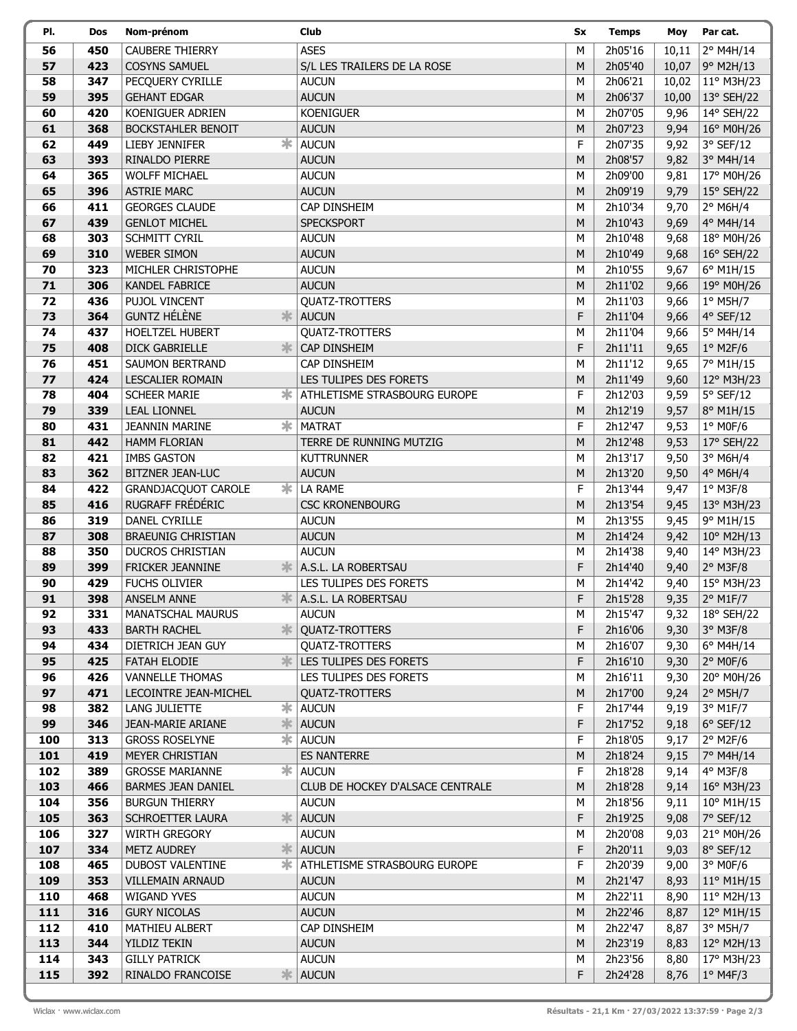| Pl. | Dos | Nom-prénom | | Club | Sx | Temps | Moy | Par cat. |
|---|---|---|---|---|---|---|---|---|
| 56 | 450 | CAUBERE THIERRY | | ASES | M | 2h05'16 | 10,11 | 2° M4H/14 |
| 57 | 423 | COSYNS SAMUEL | | S/L LES TRAILERS DE LA ROSE | M | 2h05'40 | 10,07 | 9° M2H/13 |
| 58 | 347 | PECQUERY CYRILLE | | AUCUN | M | 2h06'21 | 10,02 | 11° M3H/23 |
| 59 | 395 | GEHANT EDGAR | | AUCUN | M | 2h06'37 | 10,00 | 13° SEH/22 |
| 60 | 420 | KOENIGUER ADRIEN | | KOENIGUER | M | 2h07'05 | 9,96 | 14° SEH/22 |
| 61 | 368 | BOCKSTAHLER BENOIT | | AUCUN | M | 2h07'23 | 9,94 | 16° M0H/26 |
| 62 | 449 | LIEBY JENNIFER | * | AUCUN | F | 2h07'35 | 9,92 | 3° SEF/12 |
| 63 | 393 | RINALDO PIERRE | | AUCUN | M | 2h08'57 | 9,82 | 3° M4H/14 |
| 64 | 365 | WOLFF MICHAEL | | AUCUN | M | 2h09'00 | 9,81 | 17° M0H/26 |
| 65 | 396 | ASTRIE MARC | | AUCUN | M | 2h09'19 | 9,79 | 15° SEH/22 |
| 66 | 411 | GEORGES CLAUDE | | CAP DINSHEIM | M | 2h10'34 | 9,70 | 2° M6H/4 |
| 67 | 439 | GENLOT MICHEL | | SPECKSPORT | M | 2h10'43 | 9,69 | 4° M4H/14 |
| 68 | 303 | SCHMITT CYRIL | | AUCUN | M | 2h10'48 | 9,68 | 18° M0H/26 |
| 69 | 310 | WEBER SIMON | | AUCUN | M | 2h10'49 | 9,68 | 16° SEH/22 |
| 70 | 323 | MICHLER CHRISTOPHE | | AUCUN | M | 2h10'55 | 9,67 | 6° M1H/15 |
| 71 | 306 | KANDEL FABRICE | | AUCUN | M | 2h11'02 | 9,66 | 19° M0H/26 |
| 72 | 436 | PUJOL VINCENT | | QUATZ-TROTTERS | M | 2h11'03 | 9,66 | 1° M5H/7 |
| 73 | 364 | GUNTZ HÉLÈNE | * | AUCUN | F | 2h11'04 | 9,66 | 4° SEF/12 |
| 74 | 437 | HOELTZEL HUBERT | | QUATZ-TROTTERS | M | 2h11'04 | 9,66 | 5° M4H/14 |
| 75 | 408 | DICK GABRIELLE | * | CAP DINSHEIM | F | 2h11'11 | 9,65 | 1° M2F/6 |
| 76 | 451 | SAUMON BERTRAND | | CAP DINSHEIM | M | 2h11'12 | 9,65 | 7° M1H/15 |
| 77 | 424 | LESCALIER ROMAIN | | LES TULIPES DES FORETS | M | 2h11'49 | 9,60 | 12° M3H/23 |
| 78 | 404 | SCHEER MARIE | * | ATHLETISME STRASBOURG EUROPE | F | 2h12'03 | 9,59 | 5° SEF/12 |
| 79 | 339 | LEAL LIONNEL | | AUCUN | M | 2h12'19 | 9,57 | 8° M1H/15 |
| 80 | 431 | JEANNIN MARINE | * | MATRAT | F | 2h12'47 | 9,53 | 1° M0F/6 |
| 81 | 442 | HAMM FLORIAN | | TERRE DE RUNNING MUTZIG | M | 2h12'48 | 9,53 | 17° SEH/22 |
| 82 | 421 | IMBS GASTON | | KUTTRUNNER | M | 2h13'17 | 9,50 | 3° M6H/4 |
| 83 | 362 | BITZNER JEAN-LUC | | AUCUN | M | 2h13'20 | 9,50 | 4° M6H/4 |
| 84 | 422 | GRANDJACQUOT CAROLE | * | LA RAME | F | 2h13'44 | 9,47 | 1° M3F/8 |
| 85 | 416 | RUGRAFF FRÉDÉRIC | | CSC KRONENBOURG | M | 2h13'54 | 9,45 | 13° M3H/23 |
| 86 | 319 | DANEL CYRILLE | | AUCUN | M | 2h13'55 | 9,45 | 9° M1H/15 |
| 87 | 308 | BRAEUNIG CHRISTIAN | | AUCUN | M | 2h14'24 | 9,42 | 10° M2H/13 |
| 88 | 350 | DUCROS CHRISTIAN | | AUCUN | M | 2h14'38 | 9,40 | 14° M3H/23 |
| 89 | 399 | FRICKER JEANNINE | * | A.S.L. LA ROBERTSAU | F | 2h14'40 | 9,40 | 2° M3F/8 |
| 90 | 429 | FUCHS OLIVIER | | LES TULIPES DES FORETS | M | 2h14'42 | 9,40 | 15° M3H/23 |
| 91 | 398 | ANSELM ANNE | * | A.S.L. LA ROBERTSAU | F | 2h15'28 | 9,35 | 2° M1F/7 |
| 92 | 331 | MANATSCHAL MAURUS | | AUCUN | M | 2h15'47 | 9,32 | 18° SEH/22 |
| 93 | 433 | BARTH RACHEL | * | QUATZ-TROTTERS | F | 2h16'06 | 9,30 | 3° M3F/8 |
| 94 | 434 | DIETRICH JEAN GUY | | QUATZ-TROTTERS | M | 2h16'07 | 9,30 | 6° M4H/14 |
| 95 | 425 | FATAH ELODIE | * | LES TULIPES DES FORETS | F | 2h16'10 | 9,30 | 2° M0F/6 |
| 96 | 426 | VANNELLE THOMAS | | LES TULIPES DES FORETS | M | 2h16'11 | 9,30 | 20° M0H/26 |
| 97 | 471 | LECOINTRE JEAN-MICHEL | | QUATZ-TROTTERS | M | 2h17'00 | 9,24 | 2° M5H/7 |
| 98 | 382 | LANG JULIETTE | * | AUCUN | F | 2h17'44 | 9,19 | 3° M1F/7 |
| 99 | 346 | JEAN-MARIE ARIANE | * | AUCUN | F | 2h17'52 | 9,18 | 6° SEF/12 |
| 100 | 313 | GROSS ROSELYNE | * | AUCUN | F | 2h18'05 | 9,17 | 2° M2F/6 |
| 101 | 419 | MEYER CHRISTIAN | | ES NANTERRE | M | 2h18'24 | 9,15 | 7° M4H/14 |
| 102 | 389 | GROSSE MARIANNE | * | AUCUN | F | 2h18'28 | 9,14 | 4° M3F/8 |
| 103 | 466 | BARMES JEAN DANIEL | | CLUB DE HOCKEY D'ALSACE CENTRALE | M | 2h18'28 | 9,14 | 16° M3H/23 |
| 104 | 356 | BURGUN THIERRY | | AUCUN | M | 2h18'56 | 9,11 | 10° M1H/15 |
| 105 | 363 | SCHROETTER LAURA | * | AUCUN | F | 2h19'25 | 9,08 | 7° SEF/12 |
| 106 | 327 | WIRTH GREGORY | | AUCUN | M | 2h20'08 | 9,03 | 21° M0H/26 |
| 107 | 334 | METZ AUDREY | * | AUCUN | F | 2h20'11 | 9,03 | 8° SEF/12 |
| 108 | 465 | DUBOST VALENTINE | * | ATHLETISME STRASBOURG EUROPE | F | 2h20'39 | 9,00 | 3° M0F/6 |
| 109 | 353 | VILLEMAIN ARNAUD | | AUCUN | M | 2h21'47 | 8,93 | 11° M1H/15 |
| 110 | 468 | WIGAND YVES | | AUCUN | M | 2h22'11 | 8,90 | 11° M2H/13 |
| 111 | 316 | GURY NICOLAS | | AUCUN | M | 2h22'46 | 8,87 | 12° M1H/15 |
| 112 | 410 | MATHIEU ALBERT | | CAP DINSHEIM | M | 2h22'47 | 8,87 | 3° M5H/7 |
| 113 | 344 | YILDIZ TEKIN | | AUCUN | M | 2h23'19 | 8,83 | 12° M2H/13 |
| 114 | 343 | GILLY PATRICK | | AUCUN | M | 2h23'56 | 8,80 | 17° M3H/23 |
| 115 | 392 | RINALDO FRANCOISE | * | AUCUN | F | 2h24'28 | 8,76 | 1° M4F/3 |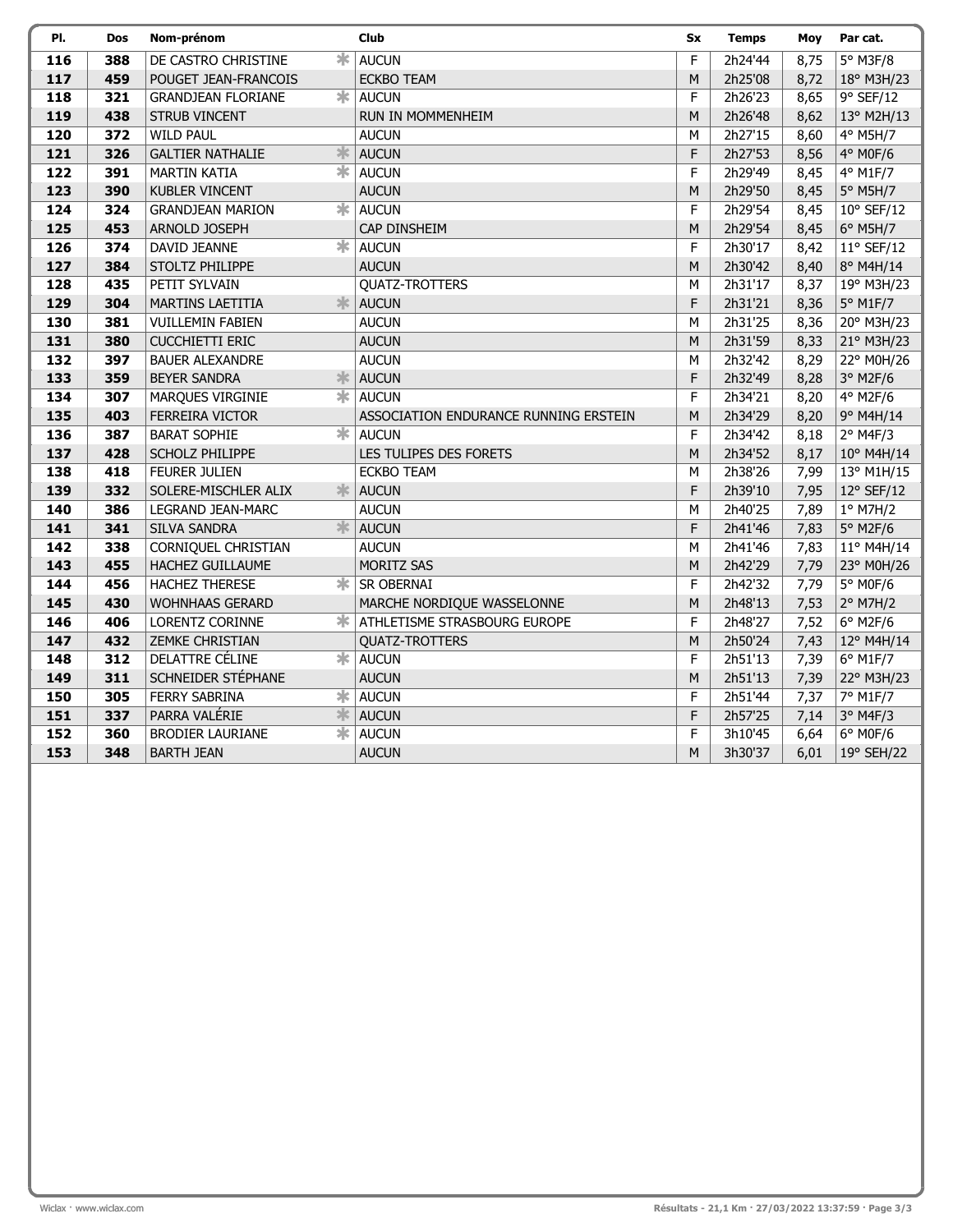| Pl. | Dos | Nom-prénom | Club | Sx | Temps | Moy | Par cat. |
|---|---|---|---|---|---|---|---|
| 116 | 388 | DE CASTRO CHRISTINE * | AUCUN | F | 2h24'44 | 8,75 | 5° M3F/8 |
| 117 | 459 | POUGET JEAN-FRANCOIS | ECKBO TEAM | M | 2h25'08 | 8,72 | 18° M3H/23 |
| 118 | 321 | GRANDJEAN FLORIANE * | AUCUN | F | 2h26'23 | 8,65 | 9° SEF/12 |
| 119 | 438 | STRUB VINCENT | RUN IN MOMMENHEIM | M | 2h26'48 | 8,62 | 13° M2H/13 |
| 120 | 372 | WILD PAUL | AUCUN | M | 2h27'15 | 8,60 | 4° M5H/7 |
| 121 | 326 | GALTIER NATHALIE * | AUCUN | F | 2h27'53 | 8,56 | 4° M0F/6 |
| 122 | 391 | MARTIN KATIA * | AUCUN | F | 2h29'49 | 8,45 | 4° M1F/7 |
| 123 | 390 | KUBLER VINCENT | AUCUN | M | 2h29'50 | 8,45 | 5° M5H/7 |
| 124 | 324 | GRANDJEAN MARION * | AUCUN | F | 2h29'54 | 8,45 | 10° SEF/12 |
| 125 | 453 | ARNOLD JOSEPH | CAP DINSHEIM | M | 2h29'54 | 8,45 | 6° M5H/7 |
| 126 | 374 | DAVID JEANNE * | AUCUN | F | 2h30'17 | 8,42 | 11° SEF/12 |
| 127 | 384 | STOLTZ PHILIPPE | AUCUN | M | 2h30'42 | 8,40 | 8° M4H/14 |
| 128 | 435 | PETIT SYLVAIN | QUATZ-TROTTERS | M | 2h31'17 | 8,37 | 19° M3H/23 |
| 129 | 304 | MARTINS LAETITIA * | AUCUN | F | 2h31'21 | 8,36 | 5° M1F/7 |
| 130 | 381 | VUILLEMIN FABIEN | AUCUN | M | 2h31'25 | 8,36 | 20° M3H/23 |
| 131 | 380 | CUCCHIETTI ERIC | AUCUN | M | 2h31'59 | 8,33 | 21° M3H/23 |
| 132 | 397 | BAUER ALEXANDRE | AUCUN | M | 2h32'42 | 8,29 | 22° M0H/26 |
| 133 | 359 | BEYER SANDRA * | AUCUN | F | 2h32'49 | 8,28 | 3° M2F/6 |
| 134 | 307 | MARQUES VIRGINIE * | AUCUN | F | 2h34'21 | 8,20 | 4° M2F/6 |
| 135 | 403 | FERREIRA VICTOR | ASSOCIATION ENDURANCE RUNNING ERSTEIN | M | 2h34'29 | 8,20 | 9° M4H/14 |
| 136 | 387 | BARAT SOPHIE * | AUCUN | F | 2h34'42 | 8,18 | 2° M4F/3 |
| 137 | 428 | SCHOLZ PHILIPPE | LES TULIPES DES FORETS | M | 2h34'52 | 8,17 | 10° M4H/14 |
| 138 | 418 | FEURER JULIEN | ECKBO TEAM | M | 2h38'26 | 7,99 | 13° M1H/15 |
| 139 | 332 | SOLERE-MISCHLER ALIX * | AUCUN | F | 2h39'10 | 7,95 | 12° SEF/12 |
| 140 | 386 | LEGRAND JEAN-MARC | AUCUN | M | 2h40'25 | 7,89 | 1° M7H/2 |
| 141 | 341 | SILVA SANDRA * | AUCUN | F | 2h41'46 | 7,83 | 5° M2F/6 |
| 142 | 338 | CORNIQUEL CHRISTIAN | AUCUN | M | 2h41'46 | 7,83 | 11° M4H/14 |
| 143 | 455 | HACHEZ GUILLAUME | MORITZ SAS | M | 2h42'29 | 7,79 | 23° M0H/26 |
| 144 | 456 | HACHEZ THERESE * | SR OBERNAI | F | 2h42'32 | 7,79 | 5° M0F/6 |
| 145 | 430 | WOHNHAAS GERARD | MARCHE NORDIQUE WASSELONNE | M | 2h48'13 | 7,53 | 2° M7H/2 |
| 146 | 406 | LORENTZ CORINNE * | ATHLETISME STRASBOURG EUROPE | F | 2h48'27 | 7,52 | 6° M2F/6 |
| 147 | 432 | ZEMKE CHRISTIAN | QUATZ-TROTTERS | M | 2h50'24 | 7,43 | 12° M4H/14 |
| 148 | 312 | DELATTRE CÉLINE * | AUCUN | F | 2h51'13 | 7,39 | 6° M1F/7 |
| 149 | 311 | SCHNEIDER STÉPHANE | AUCUN | M | 2h51'13 | 7,39 | 22° M3H/23 |
| 150 | 305 | FERRY SABRINA * | AUCUN | F | 2h51'44 | 7,37 | 7° M1F/7 |
| 151 | 337 | PARRA VALÉRIE * | AUCUN | F | 2h57'25 | 7,14 | 3° M4F/3 |
| 152 | 360 | BRODIER LAURIANE * | AUCUN | F | 3h10'45 | 6,64 | 6° M0F/6 |
| 153 | 348 | BARTH JEAN | AUCUN | M | 3h30'37 | 6,01 | 19° SEH/22 |

Wiclax · www.wiclax.com — Résultats - 21,1 Km · 27/03/2022 13:37:59